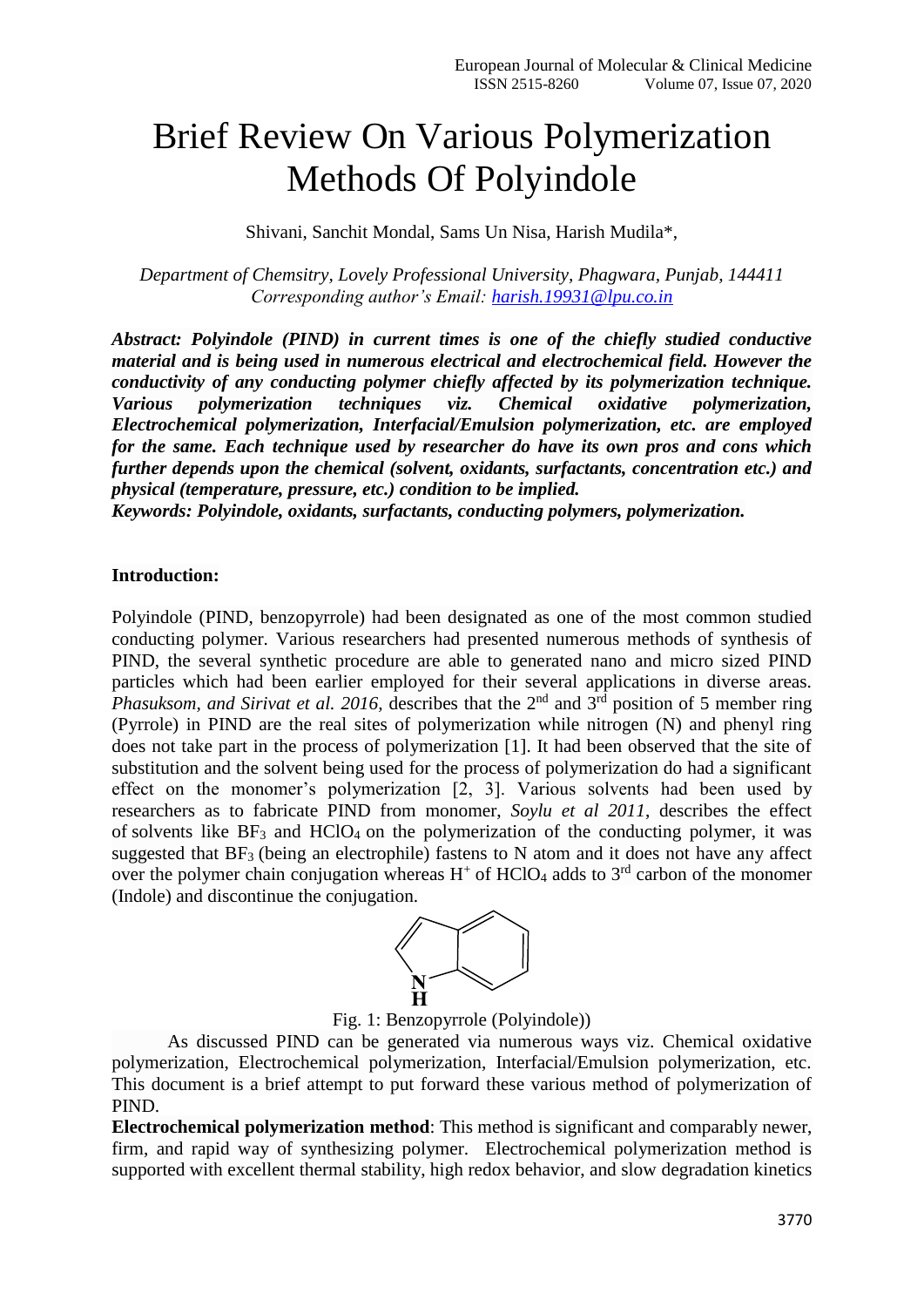# Brief Review On Various Polymerization Methods Of Polyindole

Shivani, Sanchit Mondal, Sams Un Nisa, Harish Mudila*,

*Department of Chemsitry, Lovely Professional University, Phagwara, Punjab, 144411*
*Corresponding author's Email: harish.19931@lpu.co.in*

***Abstract: Polyindole (PIND) in current times is one of the chiefly studied conductive material and is being used in numerous electrical and electrochemical field. However the conductivity of any conducting polymer chiefly affected by its polymerization technique. Various polymerization techniques viz. Chemical oxidative polymerization, Electrochemical polymerization, Interfacial/Emulsion polymerization, etc. are employed for the same. Each technique used by researcher do have its own pros and cons which further depends upon the chemical (solvent, oxidants, surfactants, concentration etc.) and physical (temperature, pressure, etc.) condition to be implied.***

***Keywords: Polyindole, oxidants, surfactants, conducting polymers, polymerization.***

## Introduction:

Polyindole (PIND, benzopyrrole) had been designated as one of the most common studied conducting polymer. Various researchers had presented numerous methods of synthesis of PIND, the several synthetic procedure are able to generated nano and micro sized PIND particles which had been earlier employed for their several applications in diverse areas. *Phasuksom, and Sirivat et al. 2016*, describes that the 2nd and 3rd position of 5 member ring (Pyrrole) in PIND are the real sites of polymerization while nitrogen (N) and phenyl ring does not take part in the process of polymerization [1]. It had been observed that the site of substitution and the solvent being used for the process of polymerization do had a significant effect on the monomer's polymerization [2, 3]. Various solvents had been used by researchers as to fabricate PIND from monomer, *Soylu et al 2011*, describes the effect of solvents like $BF_3$ and $HClO_4$ on the polymerization of the conducting polymer, it was suggested that $BF_3$ (being an electrophile) fastens to N atom and it does not have any affect over the polymer chain conjugation whereas $H^+$ of $HClO_4$ adds to 3rd carbon of the monomer (Indole) and discontinue the conjugation.

Fig. 1: Benzopyrrole (Polyindole))

As discussed PIND can be generated via numerous ways viz. Chemical oxidative polymerization, Electrochemical polymerization, Interfacial/Emulsion polymerization, etc. This document is a brief attempt to put forward these various method of polymerization of PIND.

**Electrochemical polymerization method**: This method is significant and comparably newer, firm, and rapid way of synthesizing polymer. Electrochemical polymerization method is supported with excellent thermal stability, high redox behavior, and slow degradation kinetics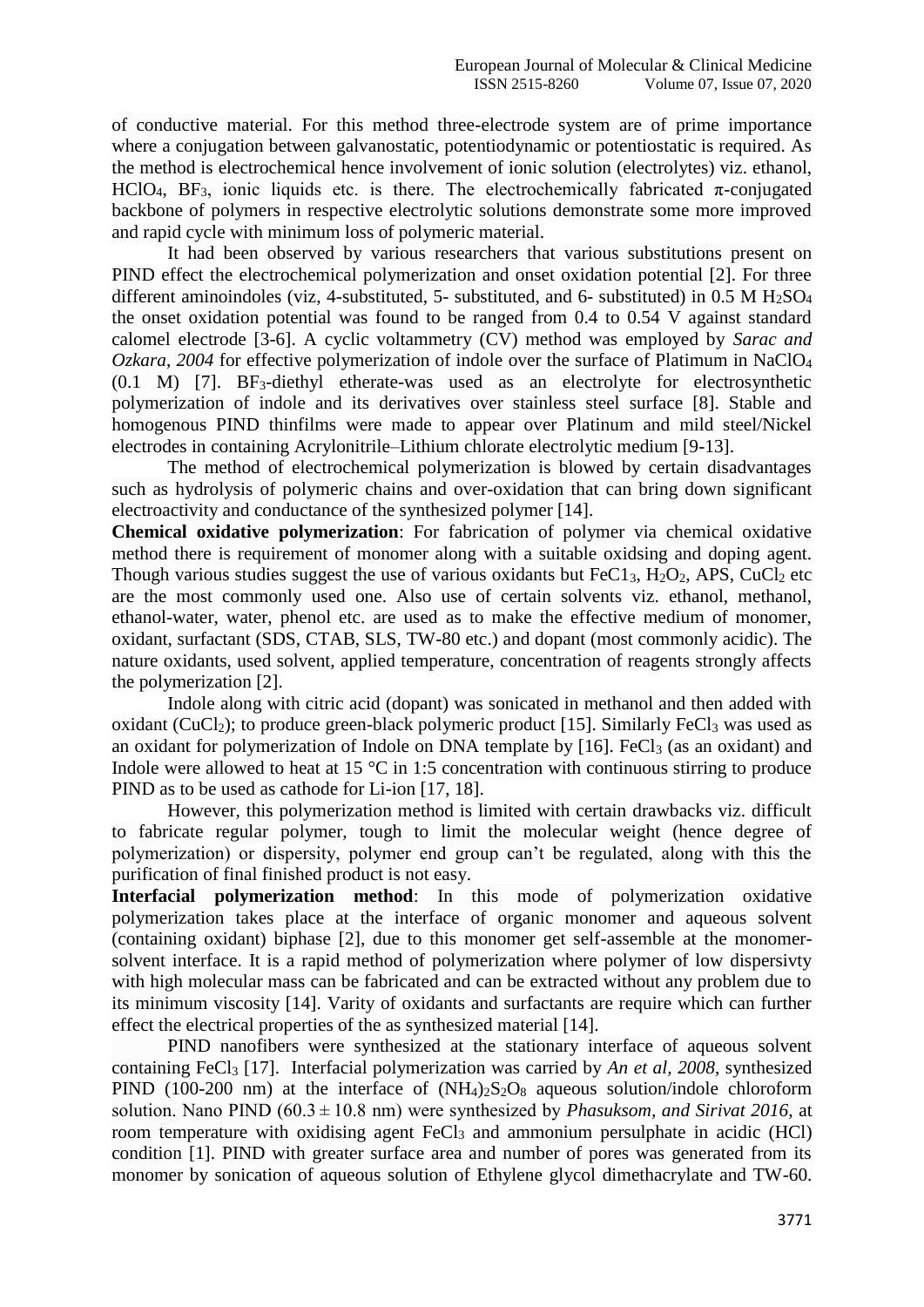of conductive material. For this method three-electrode system are of prime importance where a conjugation between galvanostatic, potentiodynamic or potentiostatic is required. As the method is electrochemical hence involvement of ionic solution (electrolytes) viz. ethanol, $HClO_4$, $BF_3$, ionic liquids etc. is there. The electrochemically fabricated π-conjugated backbone of polymers in respective electrolytic solutions demonstrate some more improved and rapid cycle with minimum loss of polymeric material.

It had been observed by various researchers that various substitutions present on PIND effect the electrochemical polymerization and onset oxidation potential [2]. For three different aminoindoles (viz, 4-substituted, 5- substituted, and 6- substituted) in 0.5 M $H_2SO_4$ the onset oxidation potential was found to be ranged from 0.4 to 0.54 V against standard calomel electrode [3-6]. A cyclic voltammetry (CV) method was employed by *Sarac and Ozkara, 2004* for effective polymerization of indole over the surface of Platimum in $NaClO_4$ (0.1 M) [7]. $BF_3$-diethyl etherate-was used as an electrolyte for electrosynthetic polymerization of indole and its derivatives over stainless steel surface [8]. Stable and homogenous PIND thinfilms were made to appear over Platinum and mild steel/Nickel electrodes in containing Acrylonitrile–Lithium chlorate electrolytic medium [9-13].

The method of electrochemical polymerization is blowed by certain disadvantages such as hydrolysis of polymeric chains and over-oxidation that can bring down significant electroactivity and conductance of the synthesized polymer [14].

**Chemical oxidative polymerization**: For fabrication of polymer via chemical oxidative method there is requirement of monomer along with a suitable oxidsing and doping agent. Though various studies suggest the use of various oxidants but $FeC1_3$, $H_2O_2$, APS, $CuCl_2$ etc are the most commonly used one. Also use of certain solvents viz. ethanol, methanol, ethanol-water, water, phenol etc. are used as to make the effective medium of monomer, oxidant, surfactant (SDS, CTAB, SLS, TW-80 etc.) and dopant (most commonly acidic). The nature oxidants, used solvent, applied temperature, concentration of reagents strongly affects the polymerization [2].

Indole along with citric acid (dopant) was sonicated in methanol and then added with oxidant ($CuCl_2$); to produce green-black polymeric product [15]. Similarly $FeCl_3$ was used as an oxidant for polymerization of Indole on DNA template by [16]. $FeCl_3$ (as an oxidant) and Indole were allowed to heat at 15 °C in 1:5 concentration with continuous stirring to produce PIND as to be used as cathode for Li-ion [17, 18].

However, this polymerization method is limited with certain drawbacks viz. difficult to fabricate regular polymer, tough to limit the molecular weight (hence degree of polymerization) or dispersity, polymer end group can't be regulated, along with this the purification of final finished product is not easy.

**Interfacial polymerization method**: In this mode of polymerization oxidative polymerization takes place at the interface of organic monomer and aqueous solvent (containing oxidant) biphase [2], due to this monomer get self-assemble at the monomer-solvent interface. It is a rapid method of polymerization where polymer of low dispersivty with high molecular mass can be fabricated and can be extracted without any problem due to its minimum viscosity [14]. Varity of oxidants and surfactants are require which can further effect the electrical properties of the as synthesized material [14].

PIND nanofibers were synthesized at the stationary interface of aqueous solvent containing $FeCl_3$ [17]. Interfacial polymerization was carried by *An et al, 2008*, synthesized PIND (100-200 nm) at the interface of $(NH_4)_2S_2O_8$ aqueous solution/indole chloroform solution. Nano PIND ($60.3 \pm 10.8$ nm) were synthesized by *Phasuksom, and Sirivat 2016*, at room temperature with oxidising agent $FeCl_3$ and ammonium persulphate in acidic (HCl) condition [1]. PIND with greater surface area and number of pores was generated from its monomer by sonication of aqueous solution of Ethylene glycol dimethacrylate and TW-60.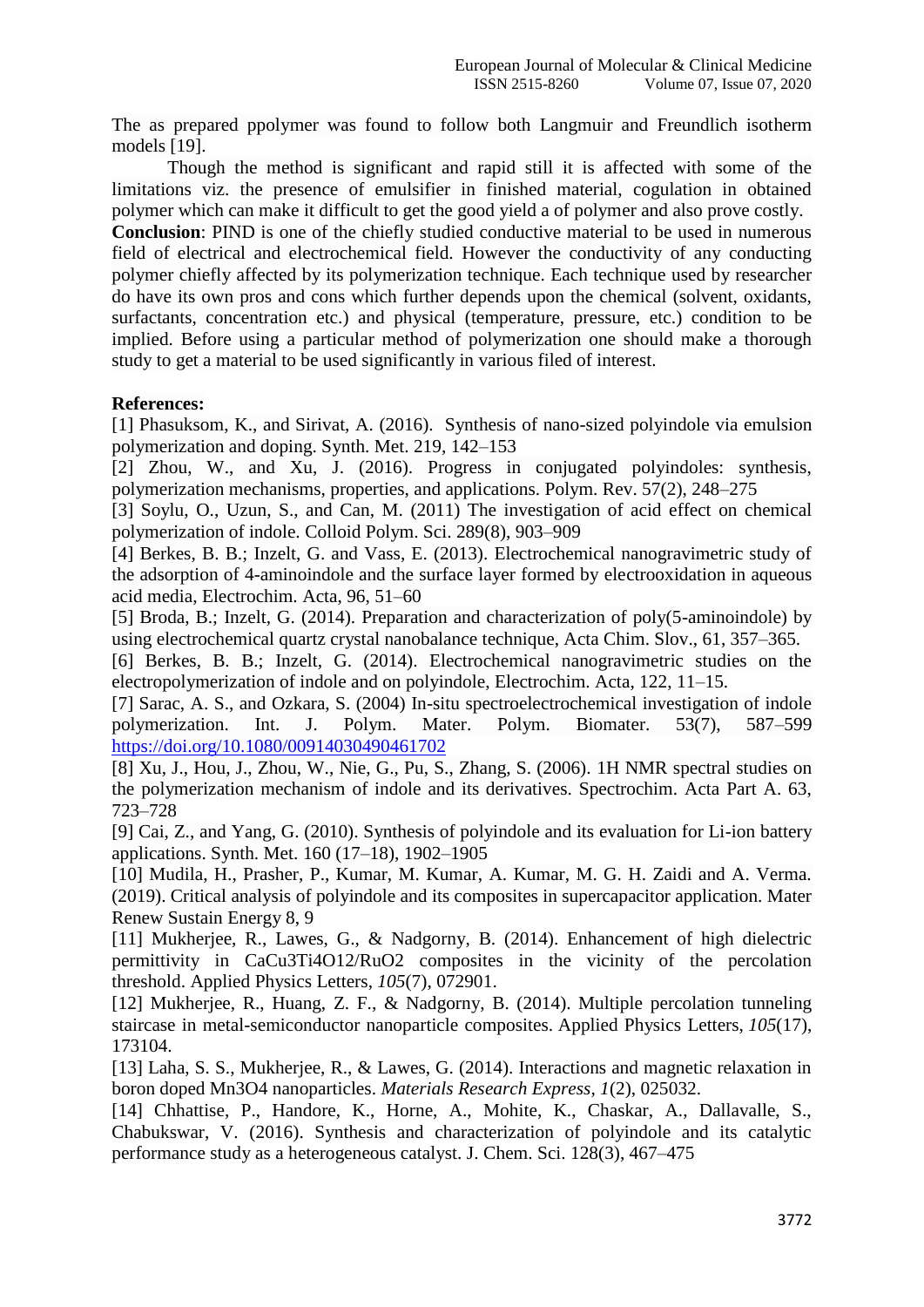The as prepared ppolymer was found to follow both Langmuir and Freundlich isotherm models [19].

Though the method is significant and rapid still it is affected with some of the limitations viz. the presence of emulsifier in finished material, cogulation in obtained polymer which can make it difficult to get the good yield a of polymer and also prove costly.

**Conclusion**: PIND is one of the chiefly studied conductive material to be used in numerous field of electrical and electrochemical field. However the conductivity of any conducting polymer chiefly affected by its polymerization technique. Each technique used by researcher do have its own pros and cons which further depends upon the chemical (solvent, oxidants, surfactants, concentration etc.) and physical (temperature, pressure, etc.) condition to be implied. Before using a particular method of polymerization one should make a thorough study to get a material to be used significantly in various filed of interest.

**References:**

[1] Phasuksom, K., and Sirivat, A. (2016). Synthesis of nano-sized polyindole via emulsion polymerization and doping. Synth. Met. 219, 142–153

[2] Zhou, W., and Xu, J. (2016). Progress in conjugated polyindoles: synthesis, polymerization mechanisms, properties, and applications. Polym. Rev. 57(2), 248–275

[3] Soylu, O., Uzun, S., and Can, M. (2011) The investigation of acid effect on chemical polymerization of indole. Colloid Polym. Sci. 289(8), 903–909

[4] Berkes, B. B.; Inzelt, G. and Vass, E. (2013). Electrochemical nanogravimetric study of the adsorption of 4-aminoindole and the surface layer formed by electrooxidation in aqueous acid media, Electrochim. Acta, 96, 51–60

[5] Broda, B.; Inzelt, G. (2014). Preparation and characterization of poly(5-aminoindole) by using electrochemical quartz crystal nanobalance technique, Acta Chim. Slov., 61, 357–365.

[6] Berkes, B. B.; Inzelt, G. (2014). Electrochemical nanogravimetric studies on the electropolymerization of indole and on polyindole, Electrochim. Acta, 122, 11–15.

[7] Sarac, A. S., and Ozkara, S. (2004) In-situ spectroelectrochemical investigation of indole polymerization. Int. J. Polym. Mater. Polym. Biomater. 53(7), 587–599 https://doi.org/10.1080/00914030490461702

[8] Xu, J., Hou, J., Zhou, W., Nie, G., Pu, S., Zhang, S. (2006). 1H NMR spectral studies on the polymerization mechanism of indole and its derivatives. Spectrochim. Acta Part A. 63, 723–728

[9] Cai, Z., and Yang, G. (2010). Synthesis of polyindole and its evaluation for Li-ion battery applications. Synth. Met. 160 (17–18), 1902–1905

[10] Mudila, H., Prasher, P., Kumar, M. Kumar, A. Kumar, M. G. H. Zaidi and A. Verma. (2019). Critical analysis of polyindole and its composites in supercapacitor application. Mater Renew Sustain Energy 8, 9

[11] Mukherjee, R., Lawes, G., & Nadgorny, B. (2014). Enhancement of high dielectric permittivity in $CaCu_3Ti_4O_{12}/RuO_2$ composites in the vicinity of the percolation threshold. Applied Physics Letters, *105*(7), 072901.

[12] Mukherjee, R., Huang, Z. F., & Nadgorny, B. (2014). Multiple percolation tunneling staircase in metal-semiconductor nanoparticle composites. Applied Physics Letters, *105*(17), 173104.

[13] Laha, S. S., Mukherjee, R., & Lawes, G. (2014). Interactions and magnetic relaxation in boron doped $Mn_3O_4$ nanoparticles. *Materials Research Express*, *1*(2), 025032.

[14] Chhattise, P., Handore, K., Horne, A., Mohite, K., Chaskar, A., Dallavalle, S., Chabukswar, V. (2016). Synthesis and characterization of polyindole and its catalytic performance study as a heterogeneous catalyst. J. Chem. Sci. 128(3), 467–475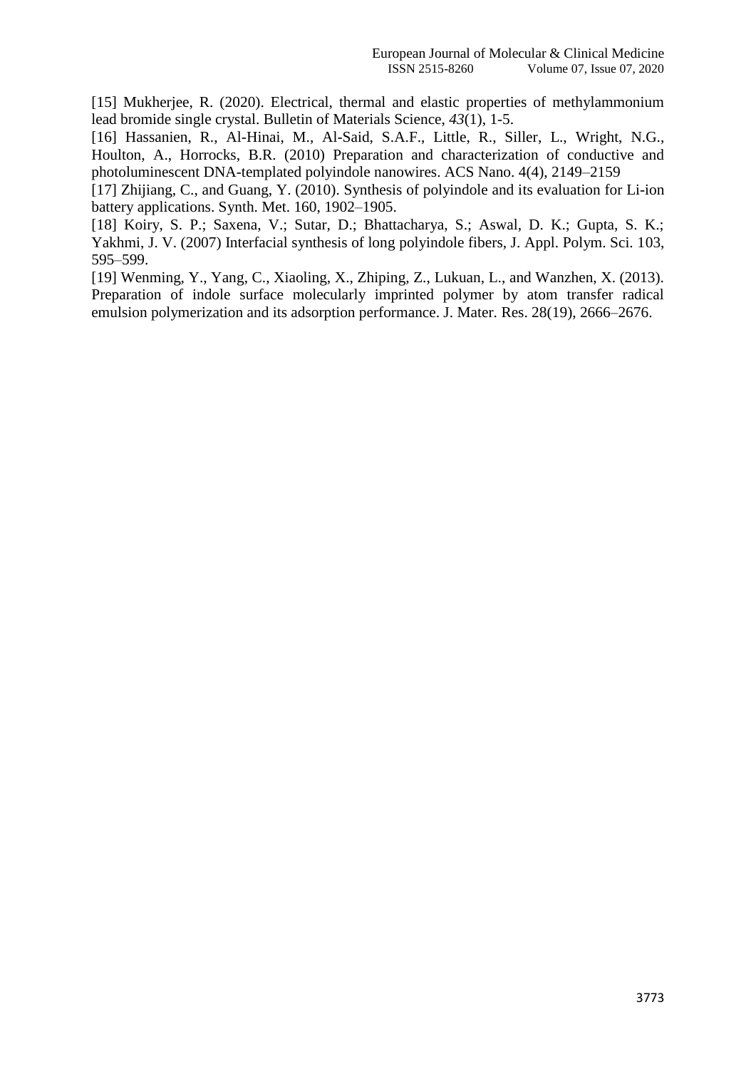[15] Mukherjee, R. (2020). Electrical, thermal and elastic properties of methylammonium lead bromide single crystal. Bulletin of Materials Science, *43*(1), 1-5.

[16] Hassanien, R., Al-Hinai, M., Al-Said, S.A.F., Little, R., Siller, L., Wright, N.G., Houlton, A., Horrocks, B.R. (2010) Preparation and characterization of conductive and photoluminescent DNA-templated polyindole nanowires. ACS Nano. 4(4), 2149–2159

[17] Zhijiang, C., and Guang, Y. (2010). Synthesis of polyindole and its evaluation for Li-ion battery applications. Synth. Met. 160, 1902–1905.

[18] Koiry, S. P.; Saxena, V.; Sutar, D.; Bhattacharya, S.; Aswal, D. K.; Gupta, S. K.; Yakhmi, J. V. (2007) Interfacial synthesis of long polyindole fibers, J. Appl. Polym. Sci. 103, 595–599.

[19] Wenming, Y., Yang, C., Xiaoling, X., Zhiping, Z., Lukuan, L., and Wanzhen, X. (2013). Preparation of indole surface molecularly imprinted polymer by atom transfer radical emulsion polymerization and its adsorption performance. J. Mater. Res. 28(19), 2666–2676.